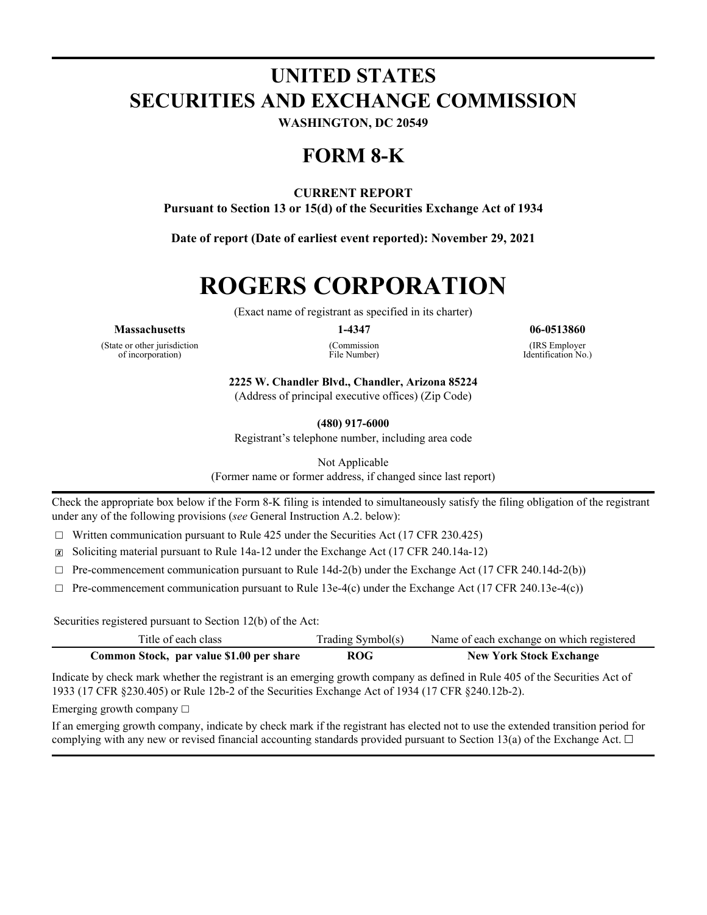# UNITED STATES
# SECURITIES AND EXCHANGE COMMISSION

**WASHINGTON, DC 20549**

# FORM 8-K

**CURRENT REPORT**

**Pursuant to Section 13 or 15(d) of the Securities Exchange Act of 1934**

**Date of report (Date of earliest event reported): November 29, 2021**

# ROGERS CORPORATION

(Exact name of registrant as specified in its charter)

| **Massachusetts** | **1-4347** | **06-0513860** |
|---|---|---|
| (State or other jurisdiction of incorporation) | (Commission File Number) | (IRS Employer Identification No.) |

**2225 W. Chandler Blvd., Chandler, Arizona 85224**

(Address of principal executive offices) (Zip Code)

**(480) 917-6000**

Registrant's telephone number, including area code

Not Applicable

(Former name or former address, if changed since last report)

Check the appropriate box below if the Form 8-K filing is intended to simultaneously satisfy the filing obligation of the registrant under any of the following provisions (*see* General Instruction A.2. below):

☐ Written communication pursuant to Rule 425 under the Securities Act (17 CFR 230.425)

☒ Soliciting material pursuant to Rule 14a-12 under the Exchange Act (17 CFR 240.14a-12)

☐ Pre-commencement communication pursuant to Rule 14d-2(b) under the Exchange Act (17 CFR 240.14d-2(b))

☐ Pre-commencement communication pursuant to Rule 13e-4(c) under the Exchange Act (17 CFR 240.13e-4(c))

Securities registered pursuant to Section 12(b) of the Act:

| Title of each class | Trading Symbol(s) | Name of each exchange on which registered |
|---|---|---|
| **Common Stock, par value $1.00 per share** | **ROG** | **New York Stock Exchange** |

Indicate by check mark whether the registrant is an emerging growth company as defined in Rule 405 of the Securities Act of 1933 (17 CFR §230.405) or Rule 12b-2 of the Securities Exchange Act of 1934 (17 CFR §240.12b-2).

Emerging growth company ☐

If an emerging growth company, indicate by check mark if the registrant has elected not to use the extended transition period for complying with any new or revised financial accounting standards provided pursuant to Section 13(a) of the Exchange Act. ☐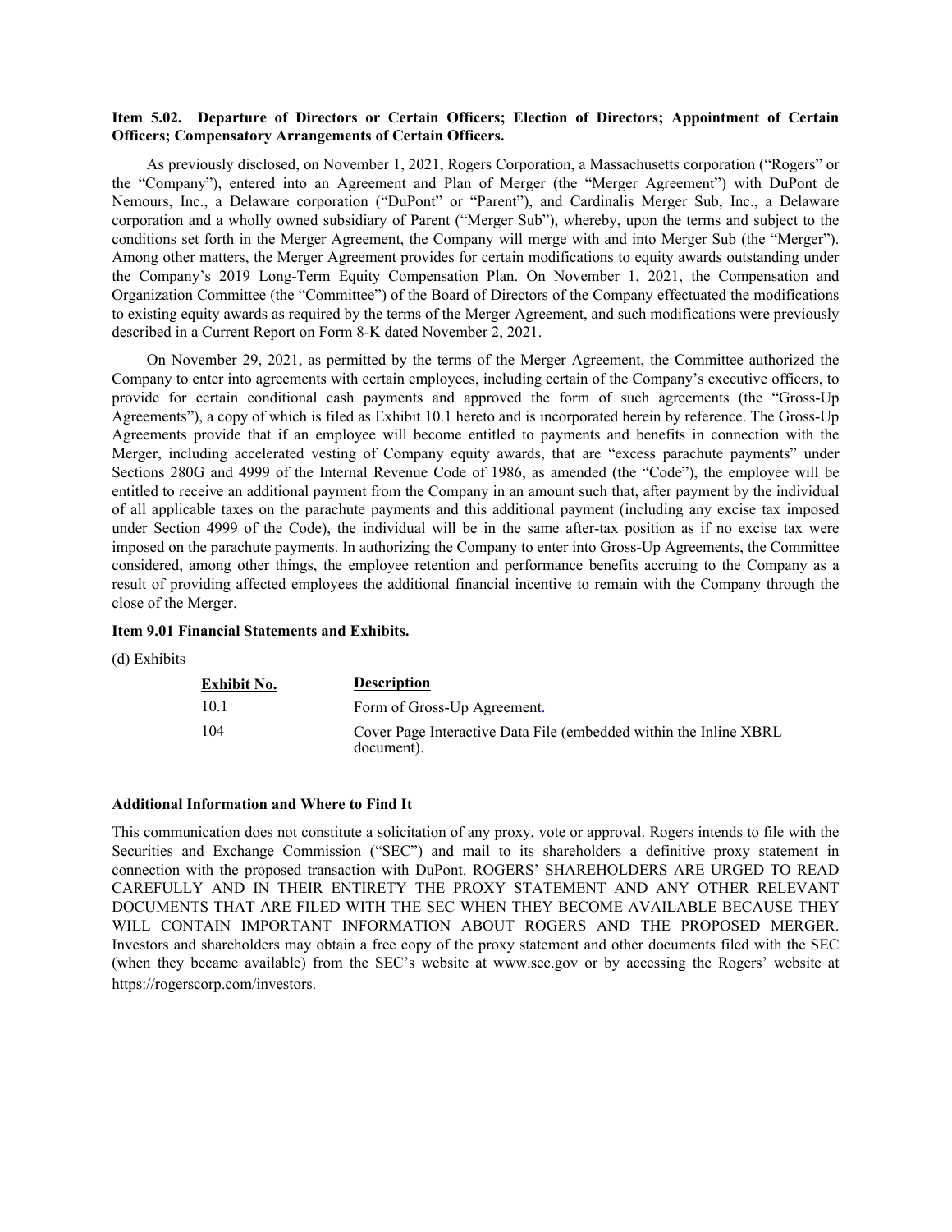**Item 5.02. Departure of Directors or Certain Officers; Election of Directors; Appointment of Certain Officers; Compensatory Arrangements of Certain Officers.**

As previously disclosed, on November 1, 2021, Rogers Corporation, a Massachusetts corporation ("Rogers" or the "Company"), entered into an Agreement and Plan of Merger (the "Merger Agreement") with DuPont de Nemours, Inc., a Delaware corporation ("DuPont" or "Parent"), and Cardinalis Merger Sub, Inc., a Delaware corporation and a wholly owned subsidiary of Parent ("Merger Sub"), whereby, upon the terms and subject to the conditions set forth in the Merger Agreement, the Company will merge with and into Merger Sub (the "Merger"). Among other matters, the Merger Agreement provides for certain modifications to equity awards outstanding under the Company's 2019 Long-Term Equity Compensation Plan. On November 1, 2021, the Compensation and Organization Committee (the "Committee") of the Board of Directors of the Company effectuated the modifications to existing equity awards as required by the terms of the Merger Agreement, and such modifications were previously described in a Current Report on Form 8-K dated November 2, 2021.

On November 29, 2021, as permitted by the terms of the Merger Agreement, the Committee authorized the Company to enter into agreements with certain employees, including certain of the Company's executive officers, to provide for certain conditional cash payments and approved the form of such agreements (the "Gross-Up Agreements"), a copy of which is filed as Exhibit 10.1 hereto and is incorporated herein by reference. The Gross-Up Agreements provide that if an employee will become entitled to payments and benefits in connection with the Merger, including accelerated vesting of Company equity awards, that are "excess parachute payments" under Sections 280G and 4999 of the Internal Revenue Code of 1986, as amended (the "Code"), the employee will be entitled to receive an additional payment from the Company in an amount such that, after payment by the individual of all applicable taxes on the parachute payments and this additional payment (including any excise tax imposed under Section 4999 of the Code), the individual will be in the same after-tax position as if no excise tax were imposed on the parachute payments. In authorizing the Company to enter into Gross-Up Agreements, the Committee considered, among other things, the employee retention and performance benefits accruing to the Company as a result of providing affected employees the additional financial incentive to remain with the Company through the close of the Merger.

**Item 9.01 Financial Statements and Exhibits.**

(d) Exhibits

| Exhibit No. | Description |
|---|---|
| 10.1 | Form of Gross-Up Agreement. |
| 104 | Cover Page Interactive Data File (embedded within the Inline XBRL document). |

**Additional Information and Where to Find It**

This communication does not constitute a solicitation of any proxy, vote or approval. Rogers intends to file with the Securities and Exchange Commission ("SEC") and mail to its shareholders a definitive proxy statement in connection with the proposed transaction with DuPont. ROGERS' SHAREHOLDERS ARE URGED TO READ CAREFULLY AND IN THEIR ENTIRETY THE PROXY STATEMENT AND ANY OTHER RELEVANT DOCUMENTS THAT ARE FILED WITH THE SEC WHEN THEY BECOME AVAILABLE BECAUSE THEY WILL CONTAIN IMPORTANT INFORMATION ABOUT ROGERS AND THE PROPOSED MERGER. Investors and shareholders may obtain a free copy of the proxy statement and other documents filed with the SEC (when they became available) from the SEC's website at www.sec.gov or by accessing the Rogers' website at https://rogerscorp.com/investors.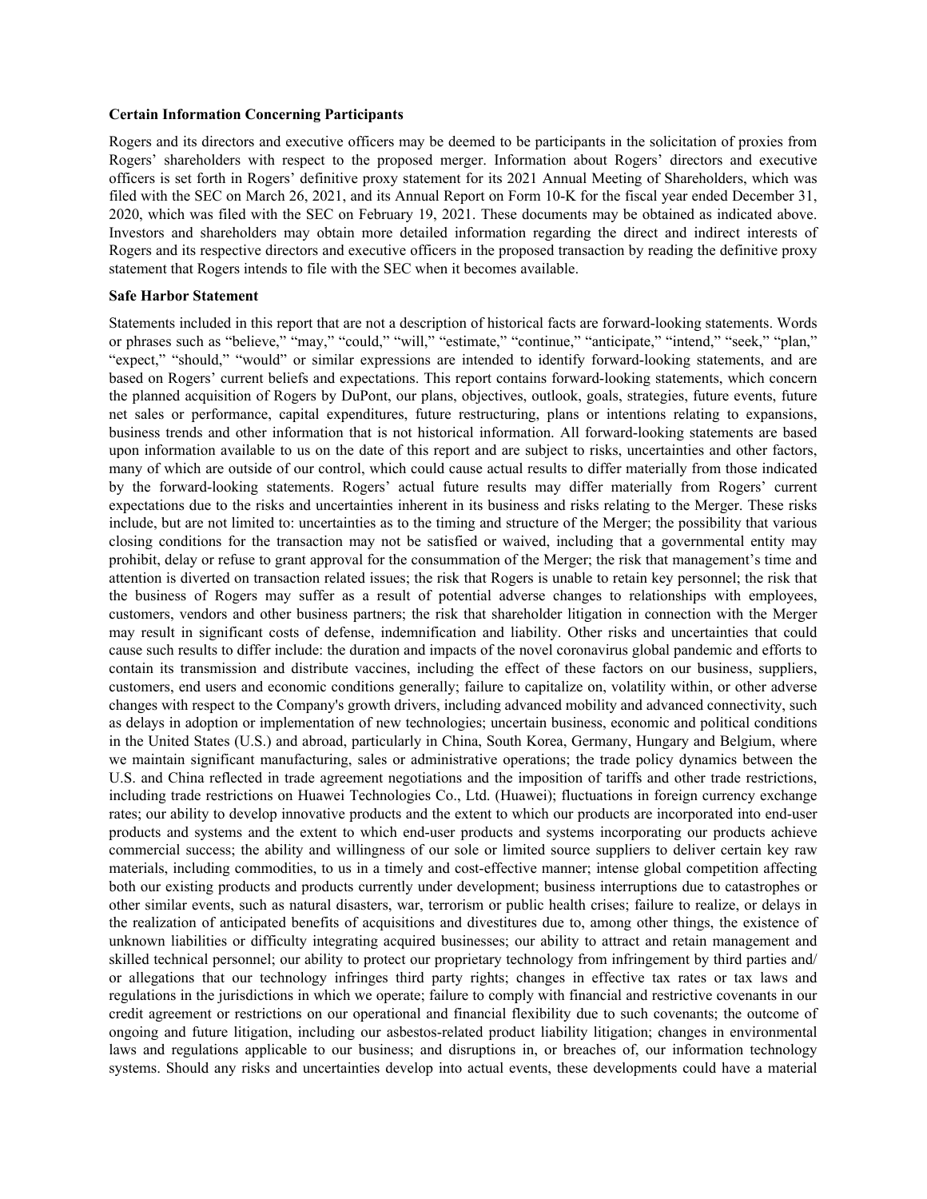**Certain Information Concerning Participants**

Rogers and its directors and executive officers may be deemed to be participants in the solicitation of proxies from Rogers' shareholders with respect to the proposed merger. Information about Rogers' directors and executive officers is set forth in Rogers' definitive proxy statement for its 2021 Annual Meeting of Shareholders, which was filed with the SEC on March 26, 2021, and its Annual Report on Form 10-K for the fiscal year ended December 31, 2020, which was filed with the SEC on February 19, 2021. These documents may be obtained as indicated above. Investors and shareholders may obtain more detailed information regarding the direct and indirect interests of Rogers and its respective directors and executive officers in the proposed transaction by reading the definitive proxy statement that Rogers intends to file with the SEC when it becomes available.

**Safe Harbor Statement**

Statements included in this report that are not a description of historical facts are forward-looking statements. Words or phrases such as "believe," "may," "could," "will," "estimate," "continue," "anticipate," "intend," "seek," "plan," "expect," "should," "would" or similar expressions are intended to identify forward-looking statements, and are based on Rogers' current beliefs and expectations. This report contains forward-looking statements, which concern the planned acquisition of Rogers by DuPont, our plans, objectives, outlook, goals, strategies, future events, future net sales or performance, capital expenditures, future restructuring, plans or intentions relating to expansions, business trends and other information that is not historical information. All forward-looking statements are based upon information available to us on the date of this report and are subject to risks, uncertainties and other factors, many of which are outside of our control, which could cause actual results to differ materially from those indicated by the forward-looking statements. Rogers' actual future results may differ materially from Rogers' current expectations due to the risks and uncertainties inherent in its business and risks relating to the Merger. These risks include, but are not limited to: uncertainties as to the timing and structure of the Merger; the possibility that various closing conditions for the transaction may not be satisfied or waived, including that a governmental entity may prohibit, delay or refuse to grant approval for the consummation of the Merger; the risk that management's time and attention is diverted on transaction related issues; the risk that Rogers is unable to retain key personnel; the risk that the business of Rogers may suffer as a result of potential adverse changes to relationships with employees, customers, vendors and other business partners; the risk that shareholder litigation in connection with the Merger may result in significant costs of defense, indemnification and liability. Other risks and uncertainties that could cause such results to differ include: the duration and impacts of the novel coronavirus global pandemic and efforts to contain its transmission and distribute vaccines, including the effect of these factors on our business, suppliers, customers, end users and economic conditions generally; failure to capitalize on, volatility within, or other adverse changes with respect to the Company's growth drivers, including advanced mobility and advanced connectivity, such as delays in adoption or implementation of new technologies; uncertain business, economic and political conditions in the United States (U.S.) and abroad, particularly in China, South Korea, Germany, Hungary and Belgium, where we maintain significant manufacturing, sales or administrative operations; the trade policy dynamics between the U.S. and China reflected in trade agreement negotiations and the imposition of tariffs and other trade restrictions, including trade restrictions on Huawei Technologies Co., Ltd. (Huawei); fluctuations in foreign currency exchange rates; our ability to develop innovative products and the extent to which our products are incorporated into end-user products and systems and the extent to which end-user products and systems incorporating our products achieve commercial success; the ability and willingness of our sole or limited source suppliers to deliver certain key raw materials, including commodities, to us in a timely and cost-effective manner; intense global competition affecting both our existing products and products currently under development; business interruptions due to catastrophes or other similar events, such as natural disasters, war, terrorism or public health crises; failure to realize, or delays in the realization of anticipated benefits of acquisitions and divestitures due to, among other things, the existence of unknown liabilities or difficulty integrating acquired businesses; our ability to attract and retain management and skilled technical personnel; our ability to protect our proprietary technology from infringement by third parties and/or allegations that our technology infringes third party rights; changes in effective tax rates or tax laws and regulations in the jurisdictions in which we operate; failure to comply with financial and restrictive covenants in our credit agreement or restrictions on our operational and financial flexibility due to such covenants; the outcome of ongoing and future litigation, including our asbestos-related product liability litigation; changes in environmental laws and regulations applicable to our business; and disruptions in, or breaches of, our information technology systems. Should any risks and uncertainties develop into actual events, these developments could have a material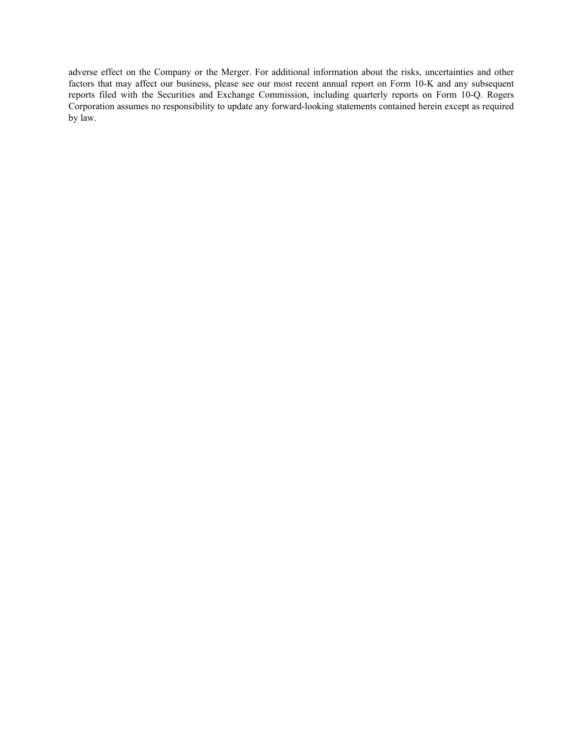adverse effect on the Company or the Merger. For additional information about the risks, uncertainties and other factors that may affect our business, please see our most recent annual report on Form 10-K and any subsequent reports filed with the Securities and Exchange Commission, including quarterly reports on Form 10-Q. Rogers Corporation assumes no responsibility to update any forward-looking statements contained herein except as required by law.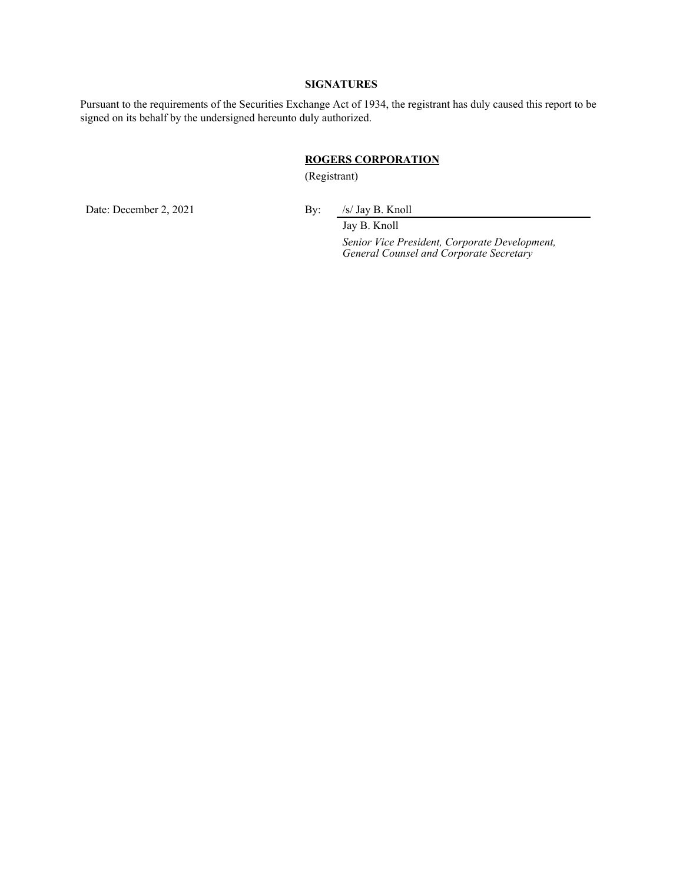**SIGNATURES**

Pursuant to the requirements of the Securities Exchange Act of 1934, the registrant has duly caused this report to be signed on its behalf by the undersigned hereunto duly authorized.

**ROGERS CORPORATION**
(Registrant)

Date: December 2, 2021

By: /s/ Jay B. Knoll

Jay B. Knoll
*Senior Vice President, Corporate Development, General Counsel and Corporate Secretary*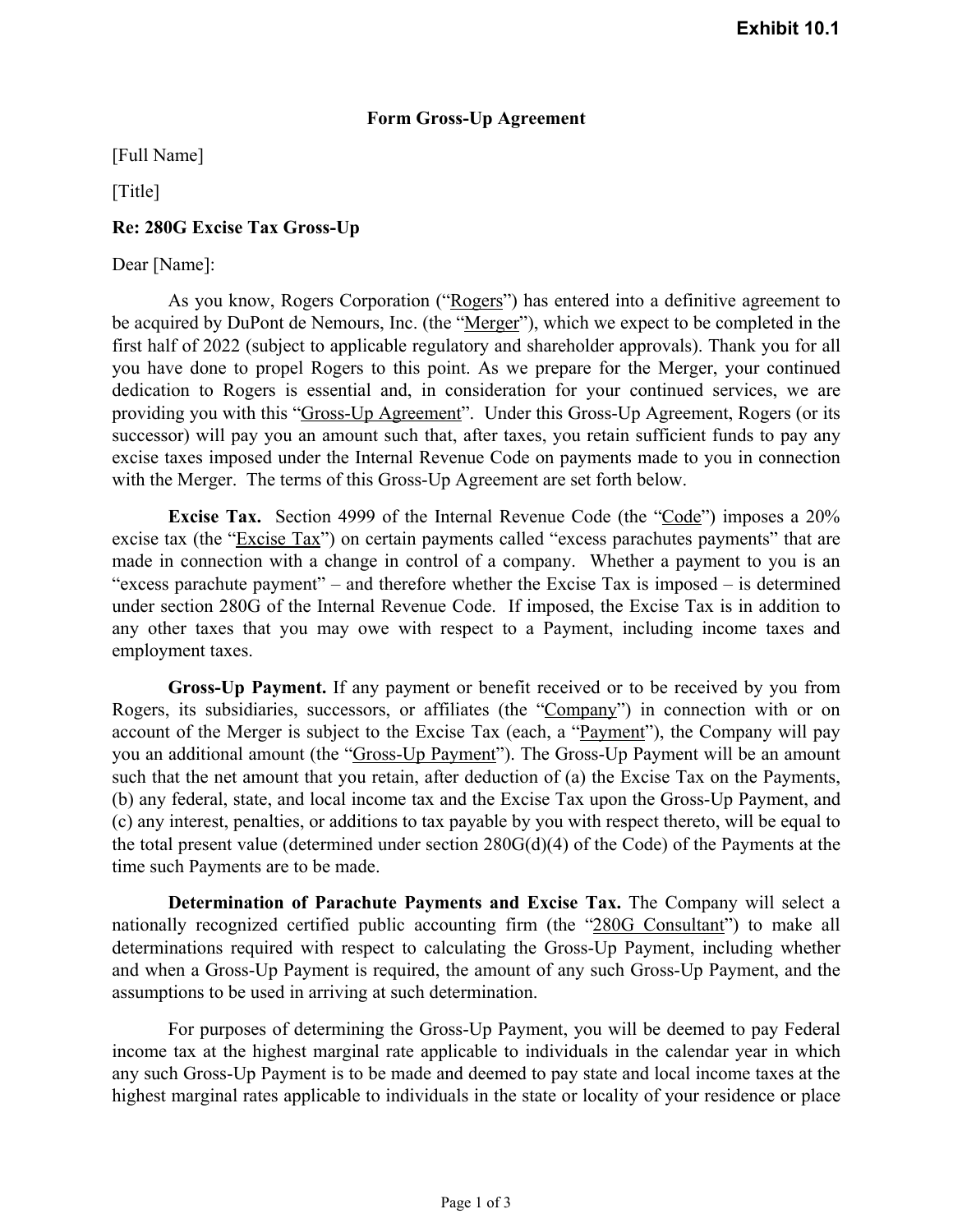**Exhibit 10.1**

**Form Gross-Up Agreement**

[Full Name]

[Title]

**Re: 280G Excise Tax Gross-Up**

Dear [Name]:

As you know, Rogers Corporation ("Rogers") has entered into a definitive agreement to be acquired by DuPont de Nemours, Inc. (the "Merger"), which we expect to be completed in the first half of 2022 (subject to applicable regulatory and shareholder approvals). Thank you for all you have done to propel Rogers to this point. As we prepare for the Merger, your continued dedication to Rogers is essential and, in consideration for your continued services, we are providing you with this "Gross-Up Agreement". Under this Gross-Up Agreement, Rogers (or its successor) will pay you an amount such that, after taxes, you retain sufficient funds to pay any excise taxes imposed under the Internal Revenue Code on payments made to you in connection with the Merger. The terms of this Gross-Up Agreement are set forth below.

**Excise Tax.** Section 4999 of the Internal Revenue Code (the "Code") imposes a 20% excise tax (the "Excise Tax") on certain payments called "excess parachutes payments" that are made in connection with a change in control of a company. Whether a payment to you is an "excess parachute payment" – and therefore whether the Excise Tax is imposed – is determined under section 280G of the Internal Revenue Code. If imposed, the Excise Tax is in addition to any other taxes that you may owe with respect to a Payment, including income taxes and employment taxes.

**Gross-Up Payment.** If any payment or benefit received or to be received by you from Rogers, its subsidiaries, successors, or affiliates (the "Company") in connection with or on account of the Merger is subject to the Excise Tax (each, a "Payment"), the Company will pay you an additional amount (the "Gross-Up Payment"). The Gross-Up Payment will be an amount such that the net amount that you retain, after deduction of (a) the Excise Tax on the Payments, (b) any federal, state, and local income tax and the Excise Tax upon the Gross-Up Payment, and (c) any interest, penalties, or additions to tax payable by you with respect thereto, will be equal to the total present value (determined under section 280G(d)(4) of the Code) of the Payments at the time such Payments are to be made.

**Determination of Parachute Payments and Excise Tax.** The Company will select a nationally recognized certified public accounting firm (the "280G Consultant") to make all determinations required with respect to calculating the Gross-Up Payment, including whether and when a Gross-Up Payment is required, the amount of any such Gross-Up Payment, and the assumptions to be used in arriving at such determination.

For purposes of determining the Gross-Up Payment, you will be deemed to pay Federal income tax at the highest marginal rate applicable to individuals in the calendar year in which any such Gross-Up Payment is to be made and deemed to pay state and local income taxes at the highest marginal rates applicable to individuals in the state or locality of your residence or place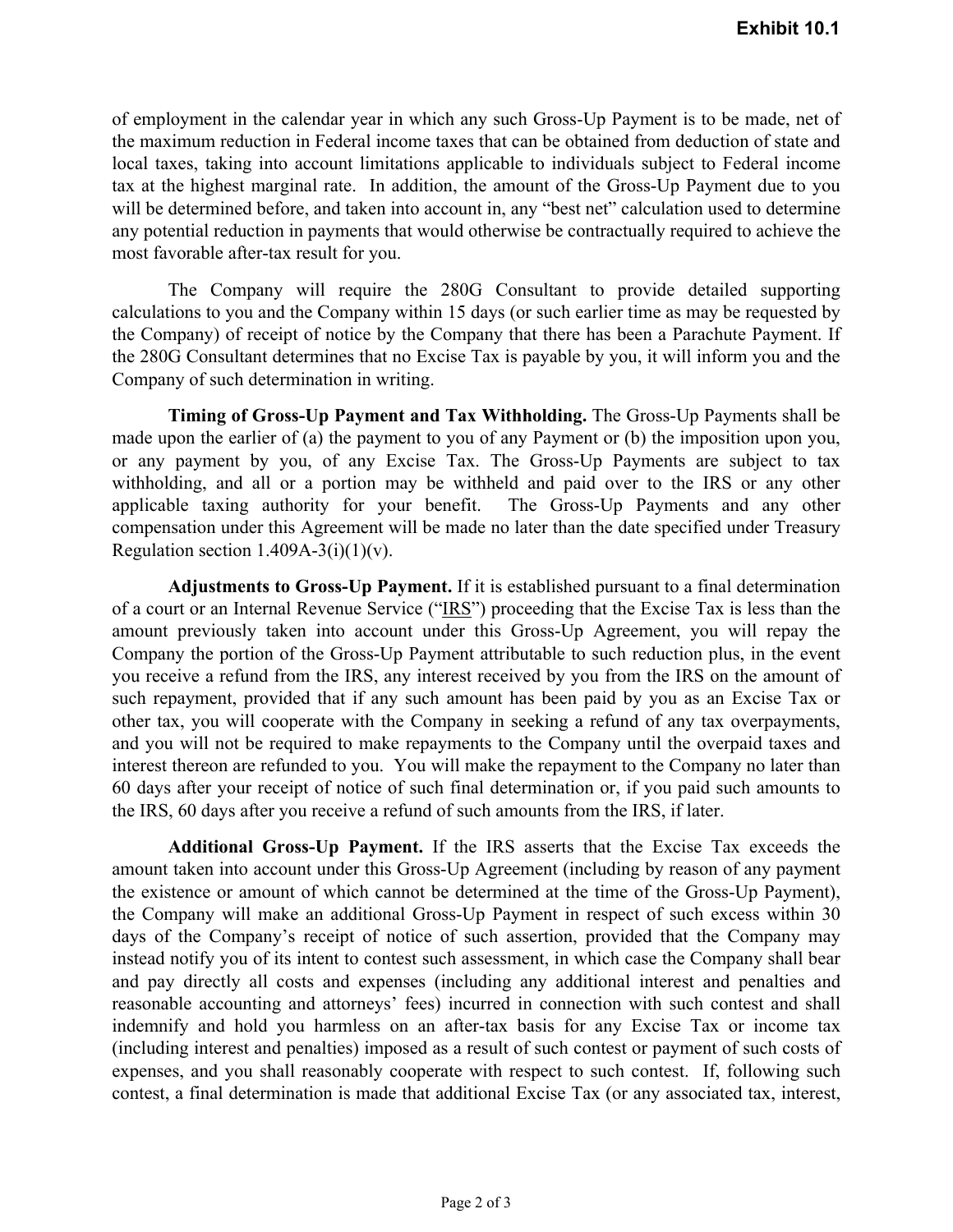of employment in the calendar year in which any such Gross-Up Payment is to be made, net of the maximum reduction in Federal income taxes that can be obtained from deduction of state and local taxes, taking into account limitations applicable to individuals subject to Federal income tax at the highest marginal rate. In addition, the amount of the Gross-Up Payment due to you will be determined before, and taken into account in, any "best net" calculation used to determine any potential reduction in payments that would otherwise be contractually required to achieve the most favorable after-tax result for you.

The Company will require the 280G Consultant to provide detailed supporting calculations to you and the Company within 15 days (or such earlier time as may be requested by the Company) of receipt of notice by the Company that there has been a Parachute Payment. If the 280G Consultant determines that no Excise Tax is payable by you, it will inform you and the Company of such determination in writing.

**Timing of Gross-Up Payment and Tax Withholding.** The Gross-Up Payments shall be made upon the earlier of (a) the payment to you of any Payment or (b) the imposition upon you, or any payment by you, of any Excise Tax. The Gross-Up Payments are subject to tax withholding, and all or a portion may be withheld and paid over to the IRS or any other applicable taxing authority for your benefit. The Gross-Up Payments and any other compensation under this Agreement will be made no later than the date specified under Treasury Regulation section 1.409A-3(i)(1)(v).

**Adjustments to Gross-Up Payment.** If it is established pursuant to a final determination of a court or an Internal Revenue Service ("IRS") proceeding that the Excise Tax is less than the amount previously taken into account under this Gross-Up Agreement, you will repay the Company the portion of the Gross-Up Payment attributable to such reduction plus, in the event you receive a refund from the IRS, any interest received by you from the IRS on the amount of such repayment, provided that if any such amount has been paid by you as an Excise Tax or other tax, you will cooperate with the Company in seeking a refund of any tax overpayments, and you will not be required to make repayments to the Company until the overpaid taxes and interest thereon are refunded to you. You will make the repayment to the Company no later than 60 days after your receipt of notice of such final determination or, if you paid such amounts to the IRS, 60 days after you receive a refund of such amounts from the IRS, if later.

**Additional Gross-Up Payment.** If the IRS asserts that the Excise Tax exceeds the amount taken into account under this Gross-Up Agreement (including by reason of any payment the existence or amount of which cannot be determined at the time of the Gross-Up Payment), the Company will make an additional Gross-Up Payment in respect of such excess within 30 days of the Company's receipt of notice of such assertion, provided that the Company may instead notify you of its intent to contest such assessment, in which case the Company shall bear and pay directly all costs and expenses (including any additional interest and penalties and reasonable accounting and attorneys' fees) incurred in connection with such contest and shall indemnify and hold you harmless on an after-tax basis for any Excise Tax or income tax (including interest and penalties) imposed as a result of such contest or payment of such costs of expenses, and you shall reasonably cooperate with respect to such contest. If, following such contest, a final determination is made that additional Excise Tax (or any associated tax, interest,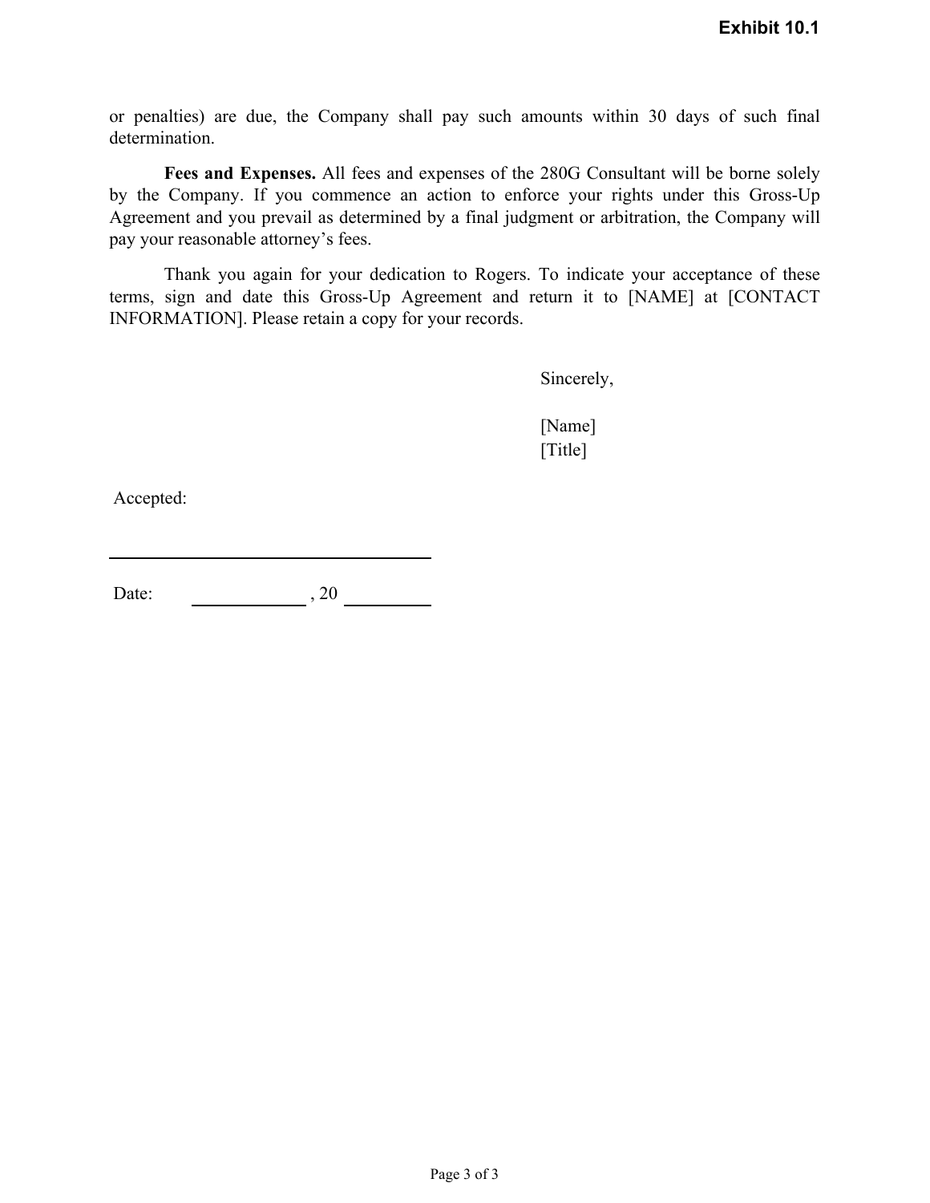or penalties) are due, the Company shall pay such amounts within 30 days of such final determination.

**Fees and Expenses.** All fees and expenses of the 280G Consultant will be borne solely by the Company. If you commence an action to enforce your rights under this Gross-Up Agreement and you prevail as determined by a final judgment or arbitration, the Company will pay your reasonable attorney's fees.

Thank you again for your dedication to Rogers. To indicate your acceptance of these terms, sign and date this Gross-Up Agreement and return it to [NAME] at [CONTACT INFORMATION]. Please retain a copy for your records.

Sincerely,

[Name]
[Title]

Accepted:

\_\_\_\_\_\_\_\_\_\_\_\_\_\_\_\_\_\_\_\_\_\_\_\_\_\_\_\_\_\_\_\_

Date: \_\_\_\_\_\_\_\_\_\_\_\_ , 20 \_\_\_\_\_\_\_\_